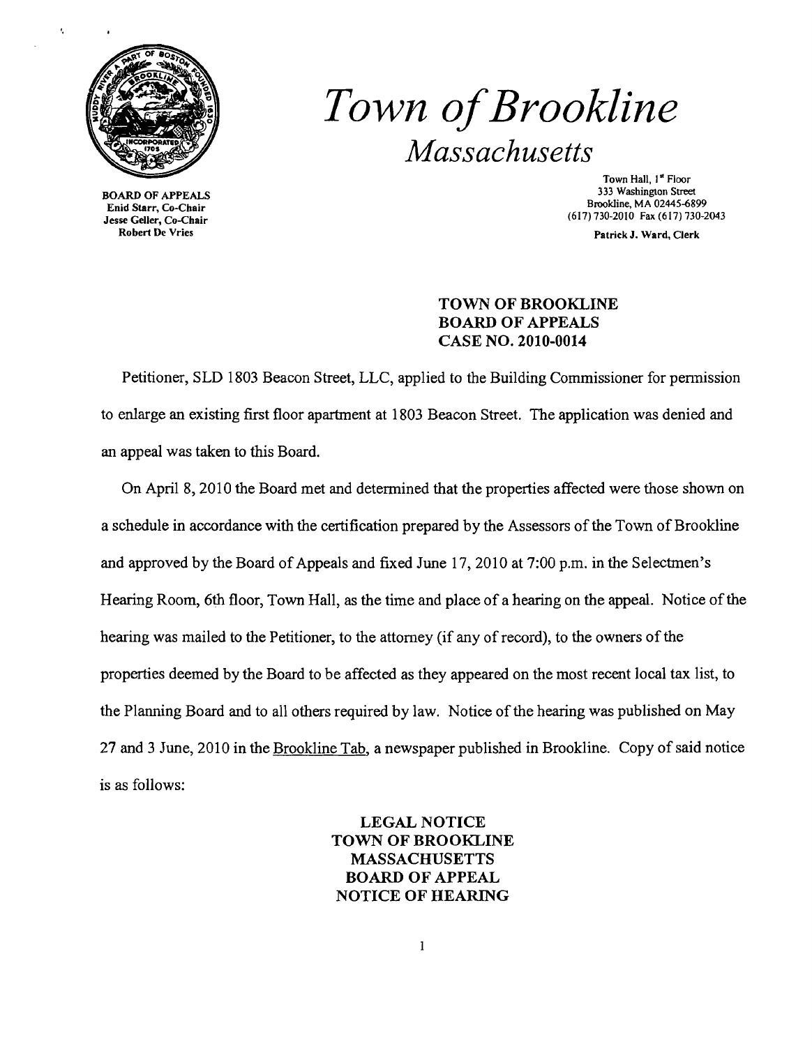# *Town of Brookline*

## *Massachusetts*

BOARD OF APPEALS
Enid Starr, Co-Chair
Jesse Geller, Co-Chair
Robert De Vries

Town Hall, 1st Floor
333 Washington Street
Brookline, MA 02445-6899
(617) 730-2010 Fax (617) 730-2043

Patrick J. Ward, Clerk

**TOWN OF BROOKLINE**
**BOARD OF APPEALS**
**CASE NO. 2010-0014**

Petitioner, SLD 1803 Beacon Street, LLC, applied to the Building Commissioner for permission to enlarge an existing first floor apartment at 1803 Beacon Street. The application was denied and an appeal was taken to this Board.

On April 8, 2010 the Board met and determined that the properties affected were those shown on a schedule in accordance with the certification prepared by the Assessors of the Town of Brookline and approved by the Board of Appeals and fixed June 17, 2010 at 7:00 p.m. in the Selectmen's Hearing Room, 6th floor, Town Hall, as the time and place of a hearing on the appeal. Notice of the hearing was mailed to the Petitioner, to the attorney (if any of record), to the owners of the properties deemed by the Board to be affected as they appeared on the most recent local tax list, to the Planning Board and to all others required by law. Notice of the hearing was published on May 27 and 3 June, 2010 in the Brookline Tab, a newspaper published in Brookline. Copy of said notice is as follows:

**LEGAL NOTICE**
**TOWN OF BROOKLINE**
**MASSACHUSETTS**
**BOARD OF APPEAL**
**NOTICE OF HEARING**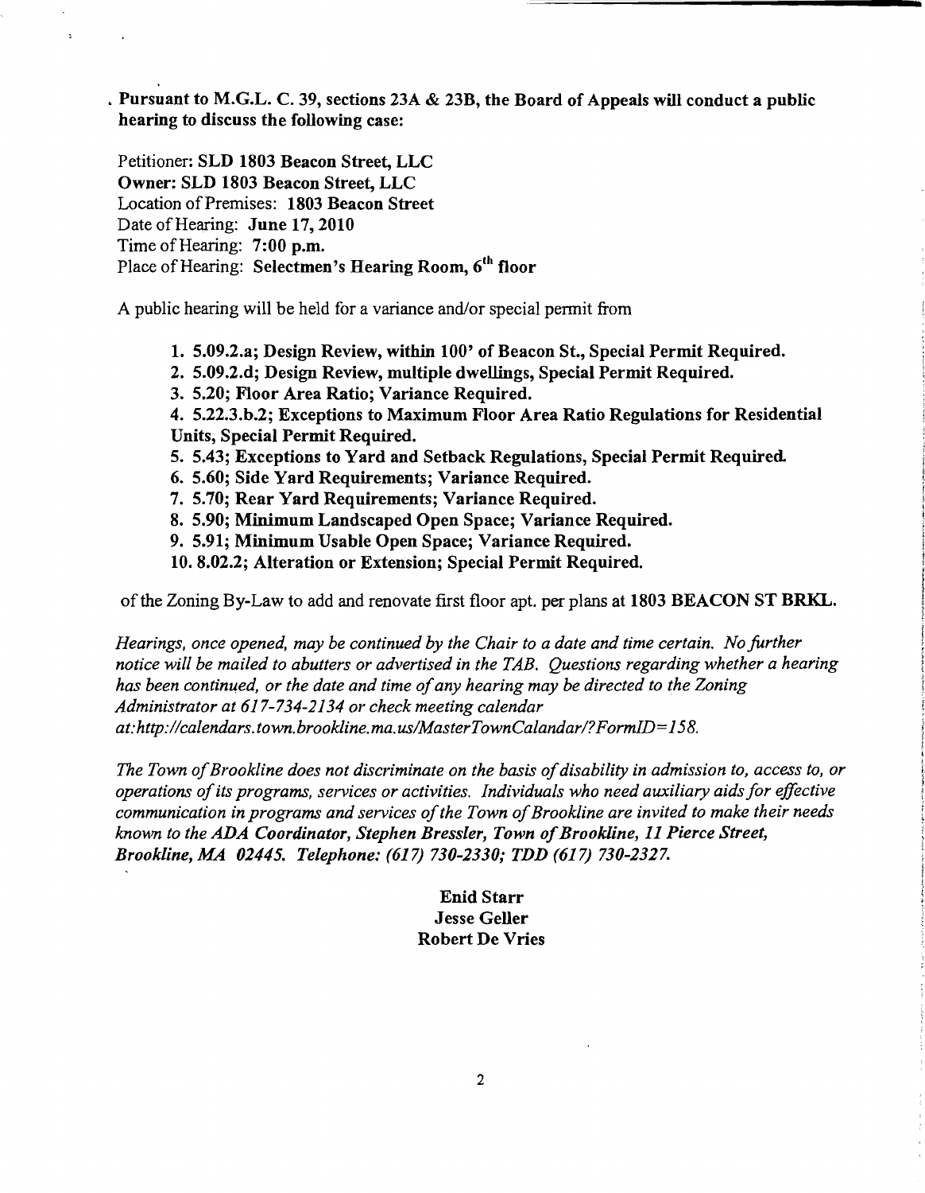**Pursuant to M.G.L. C. 39, sections 23A & 23B, the Board of Appeals will conduct a public hearing to discuss the following case:**

Petitioner: **SLD 1803 Beacon Street, LLC**
**Owner: SLD 1803 Beacon Street, LLC**
Location of Premises: **1803 Beacon Street**
Date of Hearing: **June 17, 2010**
Time of Hearing: **7:00 p.m.**
Place of Hearing: **Selectmen's Hearing Room, 6th floor**

A public hearing will be held for a variance and/or special permit from

1. **5.09.2.a; Design Review, within 100' of Beacon St., Special Permit Required.**
2. **5.09.2.d; Design Review, multiple dwellings, Special Permit Required.**
3. **5.20; Floor Area Ratio; Variance Required.**
4. **5.22.3.b.2; Exceptions to Maximum Floor Area Ratio Regulations for Residential Units, Special Permit Required.**
5. **5.43; Exceptions to Yard and Setback Regulations, Special Permit Required.**
6. **5.60; Side Yard Requirements; Variance Required.**
7. **5.70; Rear Yard Requirements; Variance Required.**
8. **5.90; Minimum Landscaped Open Space; Variance Required.**
9. **5.91; Minimum Usable Open Space; Variance Required.**
10. **8.02.2; Alteration or Extension; Special Permit Required.**

of the Zoning By-Law to add and renovate first floor apt. per plans at **1803 BEACON ST BRKL.**

*Hearings, once opened, may be continued by the Chair to a date and time certain. No further notice will be mailed to abutters or advertised in the TAB. Questions regarding whether a hearing has been continued, or the date and time of any hearing may be directed to the Zoning Administrator at 617-734-2134 or check meeting calendar at:http://calendars.town.brookline.ma.us/MasterTownCalandar/?FormID=158.*

*The Town of Brookline does not discriminate on the basis of disability in admission to, access to, or operations of its programs, services or activities. Individuals who need auxiliary aids for effective communication in programs and services of the Town of Brookline are invited to make their needs known to the ADA Coordinator, Stephen Bressler, Town of Brookline, 11 Pierce Street, Brookline, MA 02445. Telephone: (617) 730-2330; TDD (617) 730-2327.*

**Enid Starr**
**Jesse Geller**
**Robert De Vries**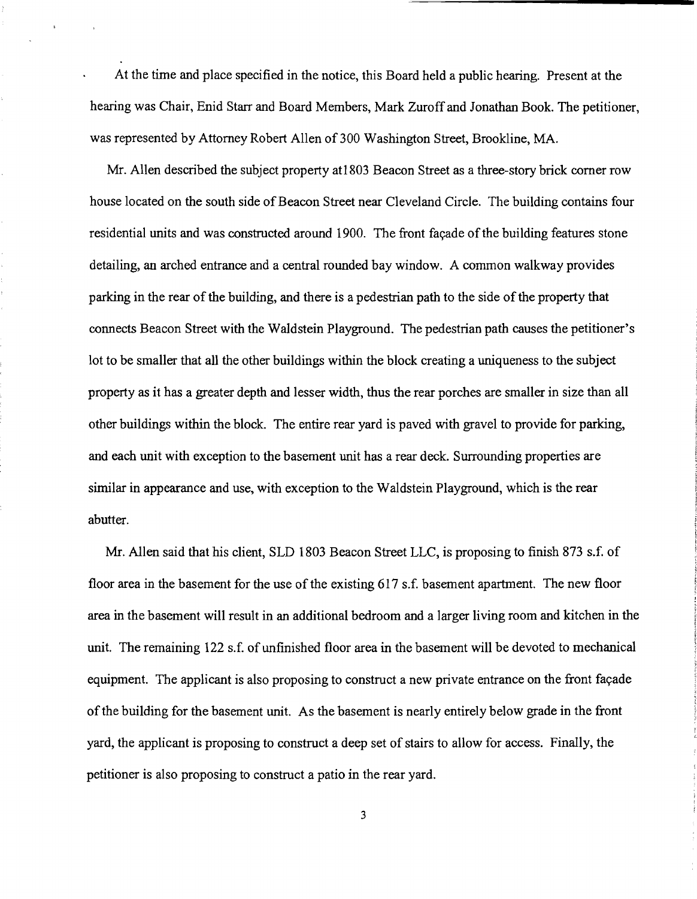At the time and place specified in the notice, this Board held a public hearing. Present at the hearing was Chair, Enid Starr and Board Members, Mark Zuroff and Jonathan Book. The petitioner, was represented by Attorney Robert Allen of 300 Washington Street, Brookline, MA.

Mr. Allen described the subject property at1803 Beacon Street as a three-story brick corner row house located on the south side of Beacon Street near Cleveland Circle. The building contains four residential units and was constructed around 1900. The front façade of the building features stone detailing, an arched entrance and a central rounded bay window. A common walkway provides parking in the rear of the building, and there is a pedestrian path to the side of the property that connects Beacon Street with the Waldstein Playground. The pedestrian path causes the petitioner's lot to be smaller that all the other buildings within the block creating a uniqueness to the subject property as it has a greater depth and lesser width, thus the rear porches are smaller in size than all other buildings within the block. The entire rear yard is paved with gravel to provide for parking, and each unit with exception to the basement unit has a rear deck. Surrounding properties are similar in appearance and use, with exception to the Waldstein Playground, which is the rear abutter.

Mr. Allen said that his client, SLD 1803 Beacon Street LLC, is proposing to finish 873 s.f. of floor area in the basement for the use of the existing 617 s.f. basement apartment. The new floor area in the basement will result in an additional bedroom and a larger living room and kitchen in the unit. The remaining 122 s.f. of unfinished floor area in the basement will be devoted to mechanical equipment. The applicant is also proposing to construct a new private entrance on the front façade of the building for the basement unit. As the basement is nearly entirely below grade in the front yard, the applicant is proposing to construct a deep set of stairs to allow for access. Finally, the petitioner is also proposing to construct a patio in the rear yard.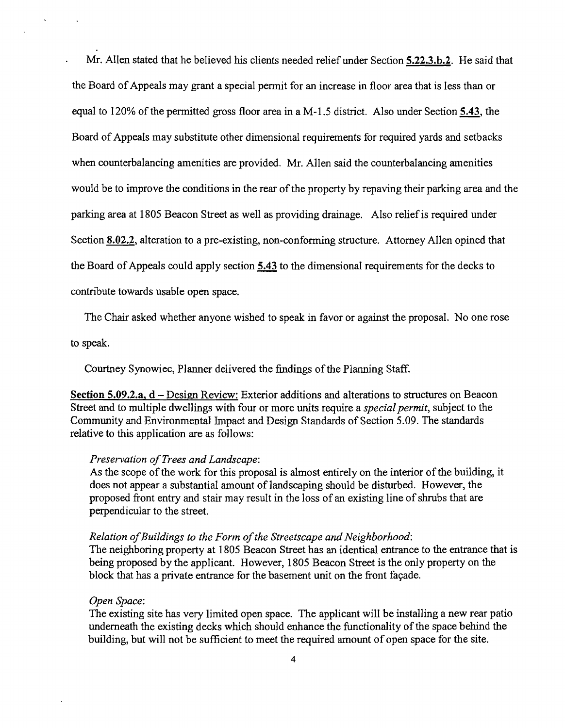Mr. Allen stated that he believed his clients needed relief under Section **5.22.3.b.2**. He said that the Board of Appeals may grant a special permit for an increase in floor area that is less than or equal to 120% of the permitted gross floor area in a M-1.5 district. Also under Section **5.43**, the Board of Appeals may substitute other dimensional requirements for required yards and setbacks when counterbalancing amenities are provided. Mr. Allen said the counterbalancing amenities would be to improve the conditions in the rear of the property by repaving their parking area and the parking area at 1805 Beacon Street as well as providing drainage. Also relief is required under Section **8.02.2**, alteration to a pre-existing, non-conforming structure. Attorney Allen opined that the Board of Appeals could apply section **5.43** to the dimensional requirements for the decks to contribute towards usable open space.

The Chair asked whether anyone wished to speak in favor or against the proposal. No one rose to speak.

Courtney Synowiec, Planner delivered the findings of the Planning Staff.

**Section 5.09.2.a, d** – Design Review: Exterior additions and alterations to structures on Beacon Street and to multiple dwellings with four or more units require a *special permit*, subject to the Community and Environmental Impact and Design Standards of Section 5.09. The standards relative to this application are as follows:

*Preservation of Trees and Landscape*:
As the scope of the work for this proposal is almost entirely on the interior of the building, it does not appear a substantial amount of landscaping should be disturbed. However, the proposed front entry and stair may result in the loss of an existing line of shrubs that are perpendicular to the street.

*Relation of Buildings to the Form of the Streetscape and Neighborhood*:
The neighboring property at 1805 Beacon Street has an identical entrance to the entrance that is being proposed by the applicant. However, 1805 Beacon Street is the only property on the block that has a private entrance for the basement unit on the front façade.

*Open Space*:
The existing site has very limited open space. The applicant will be installing a new rear patio underneath the existing decks which should enhance the functionality of the space behind the building, but will not be sufficient to meet the required amount of open space for the site.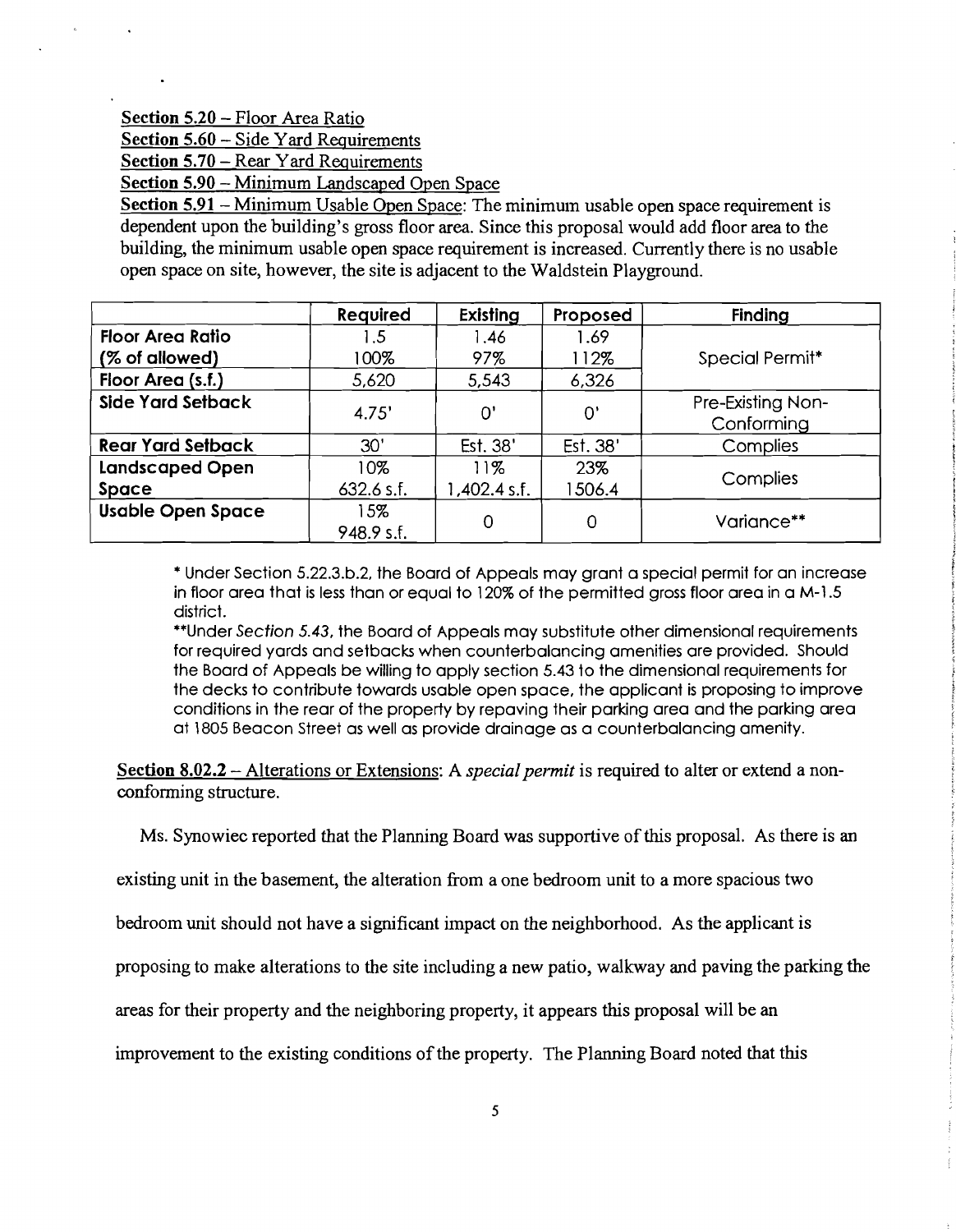Section 5.20 – Floor Area Ratio

Section 5.60 – Side Yard Requirements

Section 5.70 – Rear Yard Requirements

Section 5.90 – Minimum Landscaped Open Space

Section 5.91 – Minimum Usable Open Space: The minimum usable open space requirement is dependent upon the building's gross floor area. Since this proposal would add floor area to the building, the minimum usable open space requirement is increased. Currently there is no usable open space on site, however, the site is adjacent to the Waldstein Playground.

| | Required | Existing | Proposed | Finding |
|---|---|---|---|---|
| **Floor Area Ratio (% of allowed)** | 1.5<br>100% | 1.46<br>97% | 1.69<br>112% | Special Permit* |
| **Floor Area (s.f.)** | 5,620 | 5,543 | 6,326 | |
| **Side Yard Setback** | 4.75' | 0' | 0' | Pre-Existing Non-Conforming |
| **Rear Yard Setback** | 30' | Est. 38' | Est. 38' | Complies |
| **Landscaped Open Space** | 10%<br>632.6 s.f. | 11%<br>1,402.4 s.f. | 23%<br>1506.4 | Complies |
| **Usable Open Space** | 15%<br>948.9 s.f. | 0 | 0 | Variance** |

\* Under Section 5.22.3.b.2, the Board of Appeals may grant a special permit for an increase in floor area that is less than or equal to 120% of the permitted gross floor area in a M-1.5 district.

\*\*Under *Section 5.43*, the Board of Appeals may substitute other dimensional requirements for required yards and setbacks when counterbalancing amenities are provided. Should the Board of Appeals be willing to apply section 5.43 to the dimensional requirements for the decks to contribute towards usable open space, the applicant is proposing to improve conditions in the rear of the property by repaving their parking area and the parking area at 1805 Beacon Street as well as provide drainage as a counterbalancing amenity.

Section 8.02.2 – Alterations or Extensions: A *special permit* is required to alter or extend a non-conforming structure.

Ms. Synowiec reported that the Planning Board was supportive of this proposal. As there is an existing unit in the basement, the alteration from a one bedroom unit to a more spacious two bedroom unit should not have a significant impact on the neighborhood. As the applicant is proposing to make alterations to the site including a new patio, walkway and paving the parking the areas for their property and the neighboring property, it appears this proposal will be an improvement to the existing conditions of the property. The Planning Board noted that this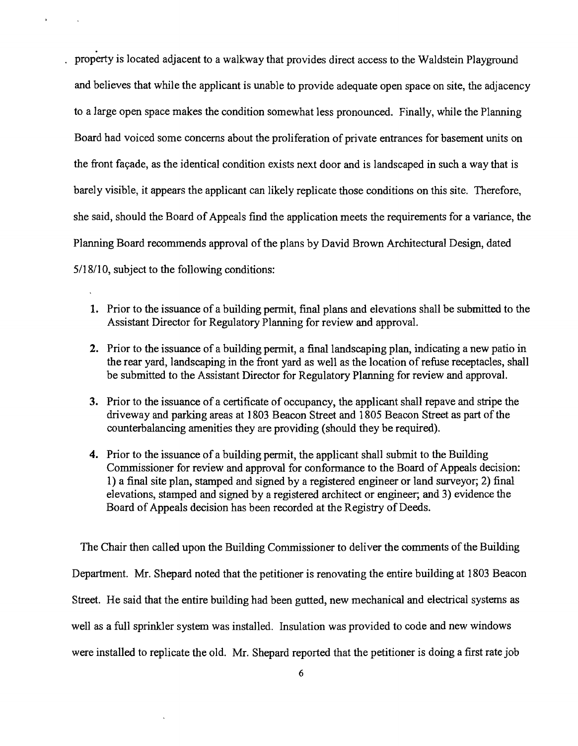property is located adjacent to a walkway that provides direct access to the Waldstein Playground and believes that while the applicant is unable to provide adequate open space on site, the adjacency to a large open space makes the condition somewhat less pronounced. Finally, while the Planning Board had voiced some concerns about the proliferation of private entrances for basement units on the front façade, as the identical condition exists next door and is landscaped in such a way that is barely visible, it appears the applicant can likely replicate those conditions on this site. Therefore, she said, should the Board of Appeals find the application meets the requirements for a variance, the Planning Board recommends approval of the plans by David Brown Architectural Design, dated 5/18/10, subject to the following conditions:

1. Prior to the issuance of a building permit, final plans and elevations shall be submitted to the Assistant Director for Regulatory Planning for review and approval.
2. Prior to the issuance of a building permit, a final landscaping plan, indicating a new patio in the rear yard, landscaping in the front yard as well as the location of refuse receptacles, shall be submitted to the Assistant Director for Regulatory Planning for review and approval.
3. Prior to the issuance of a certificate of occupancy, the applicant shall repave and stripe the driveway and parking areas at 1803 Beacon Street and 1805 Beacon Street as part of the counterbalancing amenities they are providing (should they be required).
4. Prior to the issuance of a building permit, the applicant shall submit to the Building Commissioner for review and approval for conformance to the Board of Appeals decision: 1) a final site plan, stamped and signed by a registered engineer or land surveyor; 2) final elevations, stamped and signed by a registered architect or engineer; and 3) evidence the Board of Appeals decision has been recorded at the Registry of Deeds.

The Chair then called upon the Building Commissioner to deliver the comments of the Building Department. Mr. Shepard noted that the petitioner is renovating the entire building at 1803 Beacon Street. He said that the entire building had been gutted, new mechanical and electrical systems as well as a full sprinkler system was installed. Insulation was provided to code and new windows were installed to replicate the old. Mr. Shepard reported that the petitioner is doing a first rate job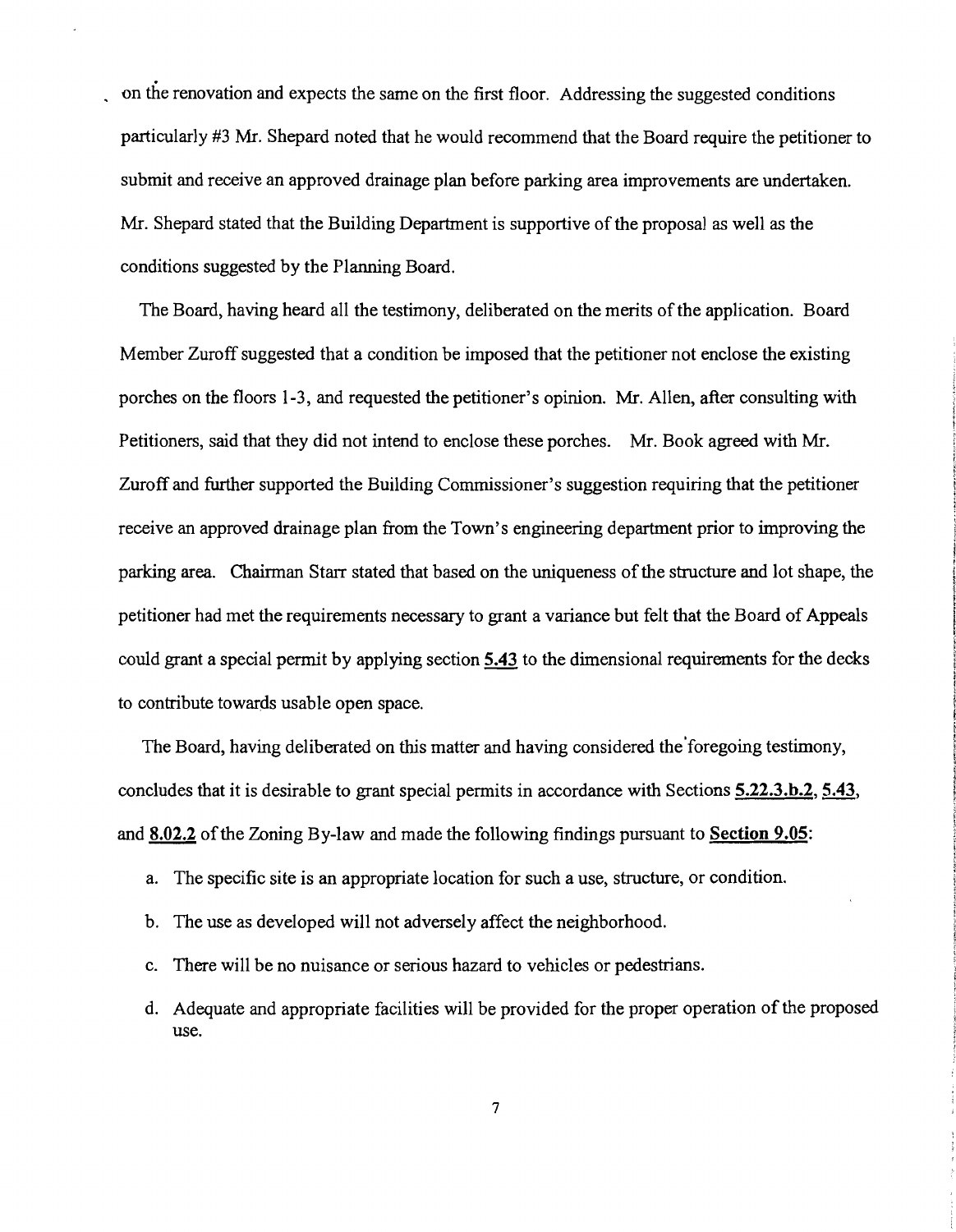on the renovation and expects the same on the first floor. Addressing the suggested conditions particularly #3 Mr. Shepard noted that he would recommend that the Board require the petitioner to submit and receive an approved drainage plan before parking area improvements are undertaken. Mr. Shepard stated that the Building Department is supportive of the proposal as well as the conditions suggested by the Planning Board.

The Board, having heard all the testimony, deliberated on the merits of the application. Board Member Zuroff suggested that a condition be imposed that the petitioner not enclose the existing porches on the floors 1-3, and requested the petitioner's opinion. Mr. Allen, after consulting with Petitioners, said that they did not intend to enclose these porches. Mr. Book agreed with Mr. Zuroff and further supported the Building Commissioner's suggestion requiring that the petitioner receive an approved drainage plan from the Town's engineering department prior to improving the parking area. Chairman Starr stated that based on the uniqueness of the structure and lot shape, the petitioner had met the requirements necessary to grant a variance but felt that the Board of Appeals could grant a special permit by applying section **5.43** to the dimensional requirements for the decks to contribute towards usable open space.

The Board, having deliberated on this matter and having considered the foregoing testimony, concludes that it is desirable to grant special permits in accordance with Sections **5.22.3.b.2**, **5.43**, and **8.02.2** of the Zoning By-law and made the following findings pursuant to **Section 9.05**:

a. The specific site is an appropriate location for such a use, structure, or condition.

b. The use as developed will not adversely affect the neighborhood.

c. There will be no nuisance or serious hazard to vehicles or pedestrians.

d. Adequate and appropriate facilities will be provided for the proper operation of the proposed use.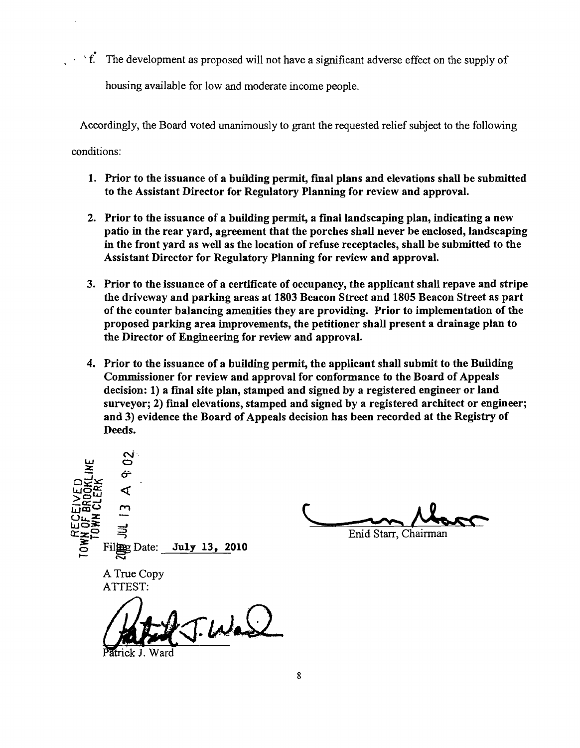f. The development as proposed will not have a significant adverse effect on the supply of housing available for low and moderate income people.

Accordingly, the Board voted unanimously to grant the requested relief subject to the following conditions:

1. **Prior to the issuance of a building permit, final plans and elevations shall be submitted to the Assistant Director for Regulatory Planning for review and approval.**

2. **Prior to the issuance of a building permit, a final landscaping plan, indicating a new patio in the rear yard, agreement that the porches shall never be enclosed, landscaping in the front yard as well as the location of refuse receptacles, shall be submitted to the Assistant Director for Regulatory Planning for review and approval.**

3. **Prior to the issuance of a certificate of occupancy, the applicant shall repave and stripe the driveway and parking areas at 1803 Beacon Street and 1805 Beacon Street as part of the counter balancing amenities they are providing. Prior to implementation of the proposed parking area improvements, the petitioner shall present a drainage plan to the Director of Engineering for review and approval.**

4. **Prior to the issuance of a building permit, the applicant shall submit to the Building Commissioner for review and approval for conformance to the Board of Appeals decision: 1) a final site plan, stamped and signed by a registered engineer or land surveyor; 2) final elevations, stamped and signed by a registered architect or engineer; and 3) evidence the Board of Appeals decision has been recorded at the Registry of Deeds.**

RECEIVED
TOWN OF BROOKLINE
TOWN CLERK
2010 JUL 13 A 9:02

Filing Date: **July 13, 2010**

Enid Starr, Chairman

A True Copy
ATTEST:

Patrick J. Ward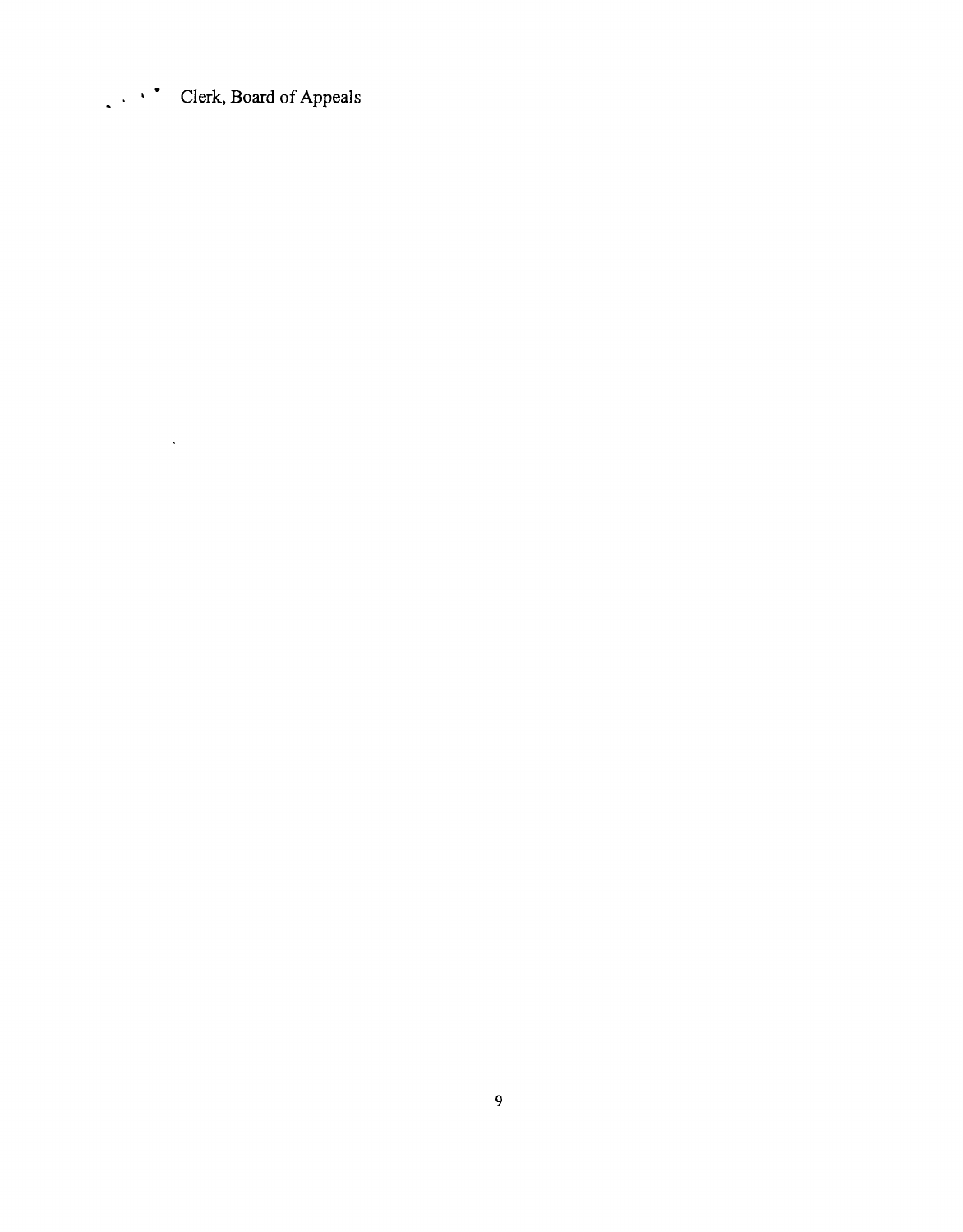Clerk, Board of Appeals